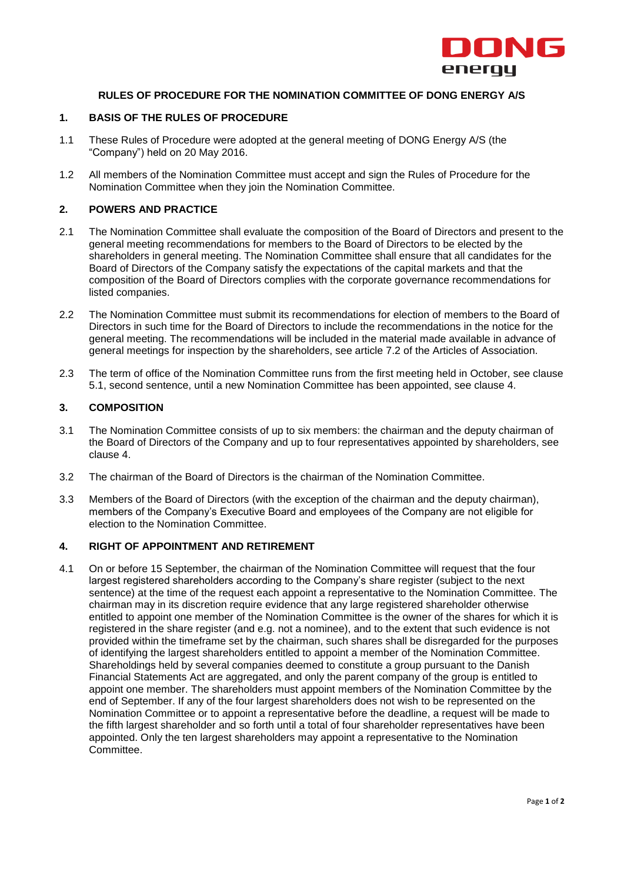## RULES OF PROCEDURE FOR THE NOMINATION COMMITTEE OF DONG ENERGY A/S

### 1. BASIS OF THE RULES OF PROCEDURE

1.1 These Rules of Procedure were adopted at the general meeting of DONG Energy A/S (the "Company") held on 20 May 2016.

1.2 All members of the Nomination Committee must accept and sign the Rules of Procedure for the Nomination Committee when they join the Nomination Committee.

### 2. POWERS AND PRACTICE

2.1 The Nomination Committee shall evaluate the composition of the Board of Directors and present to the general meeting recommendations for members to the Board of Directors to be elected by the shareholders in general meeting. The Nomination Committee shall ensure that all candidates for the Board of Directors of the Company satisfy the expectations of the capital markets and that the composition of the Board of Directors complies with the corporate governance recommendations for listed companies.

2.2 The Nomination Committee must submit its recommendations for election of members to the Board of Directors in such time for the Board of Directors to include the recommendations in the notice for the general meeting. The recommendations will be included in the material made available in advance of general meetings for inspection by the shareholders, see article 7.2 of the Articles of Association.

2.3 The term of office of the Nomination Committee runs from the first meeting held in October, see clause 5.1, second sentence, until a new Nomination Committee has been appointed, see clause 4.

### 3. COMPOSITION

3.1 The Nomination Committee consists of up to six members: the chairman and the deputy chairman of the Board of Directors of the Company and up to four representatives appointed by shareholders, see clause 4.

3.2 The chairman of the Board of Directors is the chairman of the Nomination Committee.

3.3 Members of the Board of Directors (with the exception of the chairman and the deputy chairman), members of the Company's Executive Board and employees of the Company are not eligible for election to the Nomination Committee.

### 4. RIGHT OF APPOINTMENT AND RETIREMENT

4.1 On or before 15 September, the chairman of the Nomination Committee will request that the four largest registered shareholders according to the Company's share register (subject to the next sentence) at the time of the request each appoint a representative to the Nomination Committee. The chairman may in its discretion require evidence that any large registered shareholder otherwise entitled to appoint one member of the Nomination Committee is the owner of the shares for which it is registered in the share register (and e.g. not a nominee), and to the extent that such evidence is not provided within the timeframe set by the chairman, such shares shall be disregarded for the purposes of identifying the largest shareholders entitled to appoint a member of the Nomination Committee. Shareholdings held by several companies deemed to constitute a group pursuant to the Danish Financial Statements Act are aggregated, and only the parent company of the group is entitled to appoint one member. The shareholders must appoint members of the Nomination Committee by the end of September. If any of the four largest shareholders does not wish to be represented on the Nomination Committee or to appoint a representative before the deadline, a request will be made to the fifth largest shareholder and so forth until a total of four shareholder representatives have been appointed. Only the ten largest shareholders may appoint a representative to the Nomination Committee.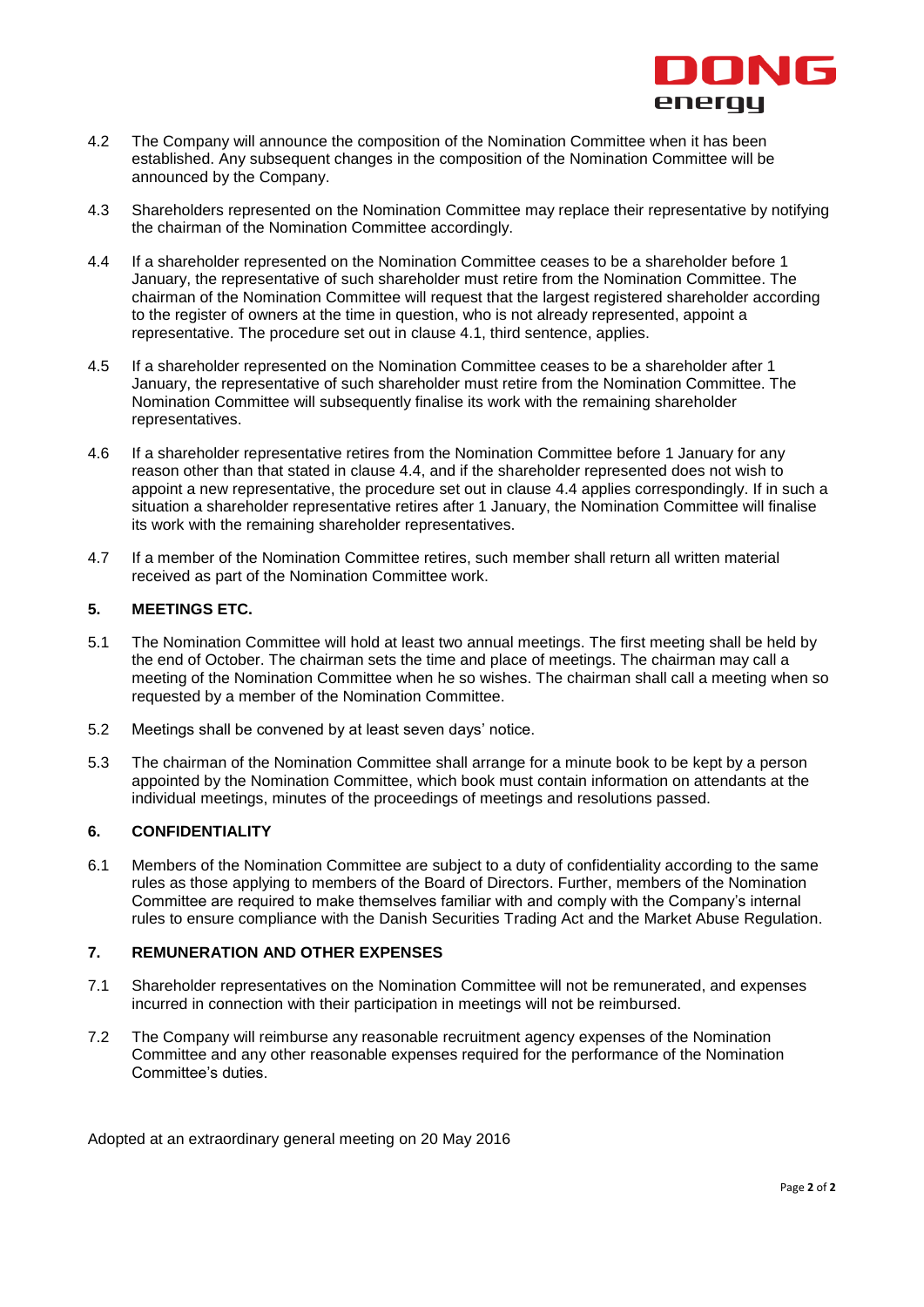4.2 The Company will announce the composition of the Nomination Committee when it has been established. Any subsequent changes in the composition of the Nomination Committee will be announced by the Company.

4.3 Shareholders represented on the Nomination Committee may replace their representative by notifying the chairman of the Nomination Committee accordingly.

4.4 If a shareholder represented on the Nomination Committee ceases to be a shareholder before 1 January, the representative of such shareholder must retire from the Nomination Committee. The chairman of the Nomination Committee will request that the largest registered shareholder according to the register of owners at the time in question, who is not already represented, appoint a representative. The procedure set out in clause 4.1, third sentence, applies.

4.5 If a shareholder represented on the Nomination Committee ceases to be a shareholder after 1 January, the representative of such shareholder must retire from the Nomination Committee. The Nomination Committee will subsequently finalise its work with the remaining shareholder representatives.

4.6 If a shareholder representative retires from the Nomination Committee before 1 January for any reason other than that stated in clause 4.4, and if the shareholder represented does not wish to appoint a new representative, the procedure set out in clause 4.4 applies correspondingly. If in such a situation a shareholder representative retires after 1 January, the Nomination Committee will finalise its work with the remaining shareholder representatives.

4.7 If a member of the Nomination Committee retires, such member shall return all written material received as part of the Nomination Committee work.

## 5. MEETINGS ETC.

5.1 The Nomination Committee will hold at least two annual meetings. The first meeting shall be held by the end of October. The chairman sets the time and place of meetings. The chairman may call a meeting of the Nomination Committee when he so wishes. The chairman shall call a meeting when so requested by a member of the Nomination Committee.

5.2 Meetings shall be convened by at least seven days' notice.

5.3 The chairman of the Nomination Committee shall arrange for a minute book to be kept by a person appointed by the Nomination Committee, which book must contain information on attendants at the individual meetings, minutes of the proceedings of meetings and resolutions passed.

## 6. CONFIDENTIALITY

6.1 Members of the Nomination Committee are subject to a duty of confidentiality according to the same rules as those applying to members of the Board of Directors. Further, members of the Nomination Committee are required to make themselves familiar with and comply with the Company's internal rules to ensure compliance with the Danish Securities Trading Act and the Market Abuse Regulation.

## 7. REMUNERATION AND OTHER EXPENSES

7.1 Shareholder representatives on the Nomination Committee will not be remunerated, and expenses incurred in connection with their participation in meetings will not be reimbursed.

7.2 The Company will reimburse any reasonable recruitment agency expenses of the Nomination Committee and any other reasonable expenses required for the performance of the Nomination Committee's duties.

Adopted at an extraordinary general meeting on 20 May 2016